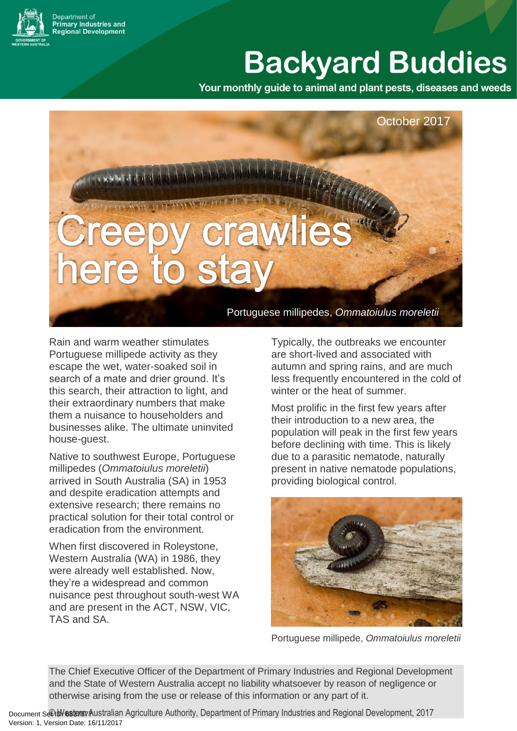Department of Primary Industries and Regional Development

# Backyard Buddies

Your monthly guide to animal and plant pests, diseases and weeds

October 2017

## Creepy crawlies here to stay

Portuguese millipedes, *Ommatoiulus moreletii*

Rain and warm weather stimulates Portuguese millipede activity as they escape the wet, water-soaked soil in search of a mate and drier ground. It's this search, their attraction to light, and their extraordinary numbers that make them a nuisance to householders and businesses alike. The ultimate uninvited house-guest.

Native to southwest Europe, Portuguese millipedes (*Ommatoiulus moreletii*) arrived in South Australia (SA) in 1953 and despite eradication attempts and extensive research; there remains no practical solution for their total control or eradication from the environment.

When first discovered in Roleystone, Western Australia (WA) in 1986, they were already well established. Now, they're a widespread and common nuisance pest throughout south-west WA and are present in the ACT, NSW, VIC, TAS and SA.

Typically, the outbreaks we encounter are short-lived and associated with autumn and spring rains, and are much less frequently encountered in the cold of winter or the heat of summer.

Most prolific in the first few years after their introduction to a new area, the population will peak in the first few years before declining with time. This is likely due to a parasitic nematode, naturally present in native nematode populations, providing biological control.

Portuguese millipede, *Ommatoiulus moreletii*

The Chief Executive Officer of the Department of Primary Industries and Regional Development and the State of Western Australia accept no liability whatsoever by reason of negligence or otherwise arising from the use or release of this information or any part of it.

© Western Australian Agriculture Authority, Department of Primary Industries and Regional Development, 2017

Document Set ID: 6837877
Version: 1, Version Date: 16/11/2017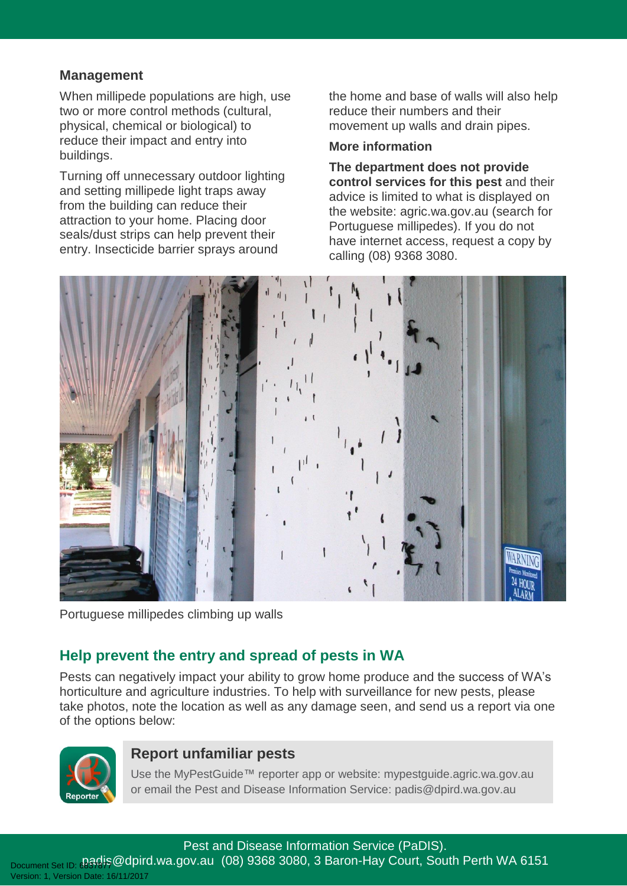## Management

When millipede populations are high, use two or more control methods (cultural, physical, chemical or biological) to reduce their impact and entry into buildings.

Turning off unnecessary outdoor lighting and setting millipede light traps away from the building can reduce their attraction to your home. Placing door seals/dust strips can help prevent their entry. Insecticide barrier sprays around the home and base of walls will also help reduce their numbers and their movement up walls and drain pipes.

### More information

**The department does not provide control services for this pest** and their advice is limited to what is displayed on the website: agric.wa.gov.au (search for Portuguese millipedes). If you do not have internet access, request a copy by calling (08) 9368 3080.

Portuguese millipedes climbing up walls

## Help prevent the entry and spread of pests in WA

Pests can negatively impact your ability to grow home produce and the success of WA's horticulture and agriculture industries. To help with surveillance for new pests, please take photos, note the location as well as any damage seen, and send us a report via one of the options below:

### Report unfamiliar pests

Use the MyPestGuide™ reporter app or website: mypestguide.agric.wa.gov.au or email the Pest and Disease Information Service: padis@dpird.wa.gov.au

Pest and Disease Information Service (PaDIS).
padis@dpird.wa.gov.au (08) 9368 3080, 3 Baron-Hay Court, South Perth WA 6151

Document Set ID: 6837877
Version: 1, Version Date: 16/11/2017